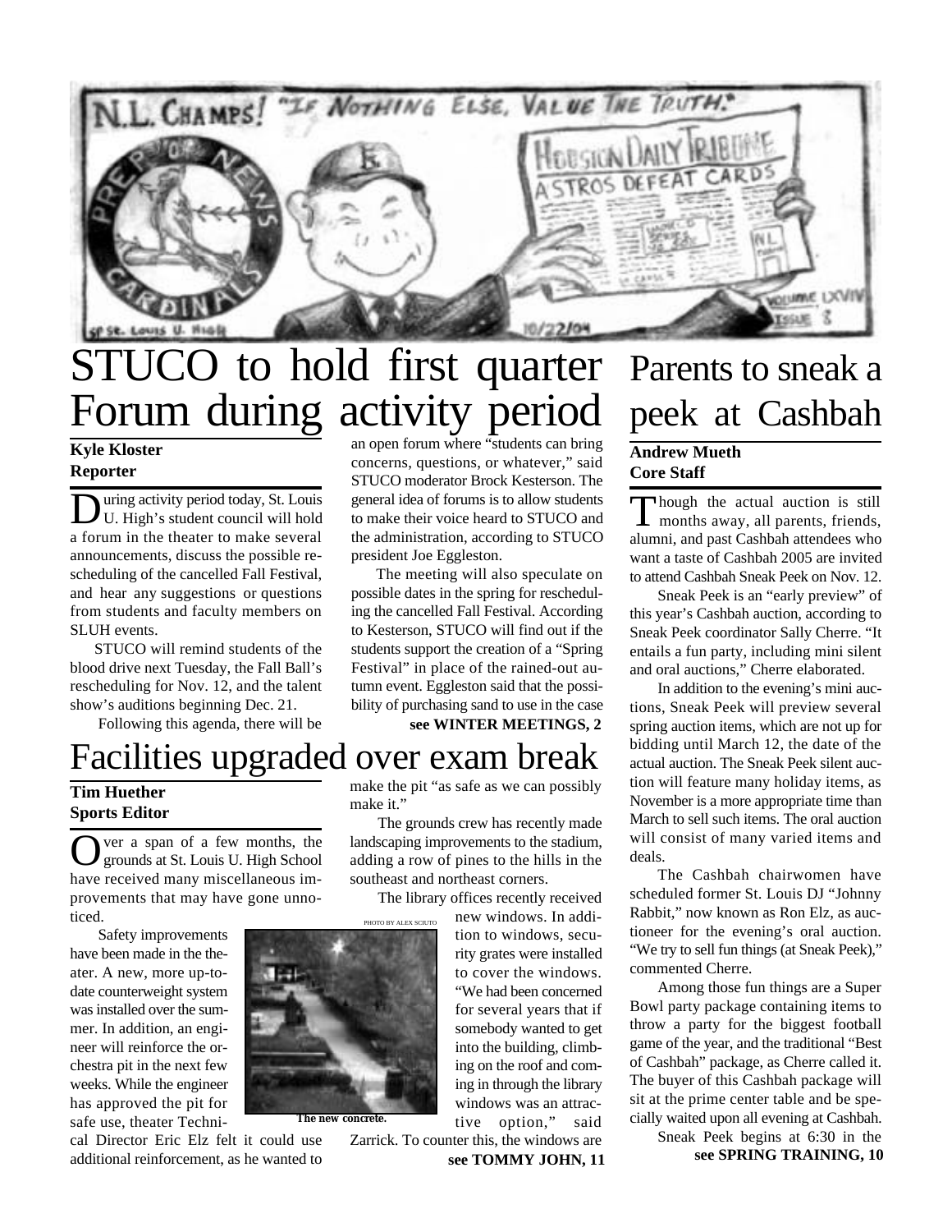# STUCO to hold first quarter Forum during activity period

**Kyle Kloster**
**Reporter**

During activity period today, St. Louis U. High's student council will hold a forum in the theater to make several announcements, discuss the possible rescheduling of the cancelled Fall Festival, and hear any suggestions or questions from students and faculty members on SLUH events.

STUCO will remind students of the blood drive next Tuesday, the Fall Ball's rescheduling for Nov. 12, and the talent show's auditions beginning Dec. 21.

Following this agenda, there will be an open forum where "students can bring concerns, questions, or whatever," said STUCO moderator Brock Kesterson. The general idea of forums is to allow students to make their voice heard to STUCO and the administration, according to STUCO president Joe Eggleston.

The meeting will also speculate on possible dates in the spring for rescheduling the cancelled Fall Festival. According to Kesterson, STUCO will find out if the students support the creation of a "Spring Festival" in place of the rained-out autumn event. Eggleston said that the possibility of purchasing sand to use in the case

**see WINTER MEETINGS, 2**

# Parents to sneak a peek at Cashbah

**Andrew Mueth**
**Core Staff**

Though the actual auction is still months away, all parents, friends, alumni, and past Cashbah attendees who want a taste of Cashbah 2005 are invited to attend Cashbah Sneak Peek on Nov. 12.

Sneak Peek is an "early preview" of this year's Cashbah auction, according to Sneak Peek coordinator Sally Cherre. "It entails a fun party, including mini silent and oral auctions," Cherre elaborated.

In addition to the evening's mini auctions, Sneak Peek will preview several spring auction items, which are not up for bidding until March 12, the date of the actual auction. The Sneak Peek silent auction will feature many holiday items, as November is a more appropriate time than March to sell such items. The oral auction will consist of many varied items and deals.

The Cashbah chairwomen have scheduled former St. Louis DJ "Johnny Rabbit," now known as Ron Elz, as auctioneer for the evening's oral auction. "We try to sell fun things (at Sneak Peek)," commented Cherre.

Among those fun things are a Super Bowl party package containing items to throw a party for the biggest football game of the year, and the traditional "Best of Cashbah" package, as Cherre called it. The buyer of this Cashbah package will sit at the prime center table and be specially waited upon all evening at Cashbah.

Sneak Peek begins at 6:30 in the

**see SPRING TRAINING, 10**

# Facilities upgraded over exam break

**Tim Huether**
**Sports Editor**

Over a span of a few months, the grounds at St. Louis U. High School have received many miscellaneous improvements that may have gone unnoticed.

Safety improvements have been made in the theater. A new, more up-to-date counterweight system was installed over the summer. In addition, an engineer will reinforce the orchestra pit in the next few weeks. While the engineer has approved the pit for safe use, theater Technical Director Eric Elz felt it could use additional reinforcement, as he wanted to make the pit "as safe as we can possibly make it."

The grounds crew has recently made landscaping improvements to the stadium, adding a row of pines to the hills in the southeast and northeast corners.

The library offices recently received new windows. In addition to windows, security grates were installed to cover the windows. "We had been concerned for several years that if somebody wanted to get into the building, climbing on the roof and coming in through the library windows was an attractive option," said Zarrick. To counter this, the windows are

PHOTO BY ALEX SCIUTO

**The new concrete.**

**see TOMMY JOHN, 11**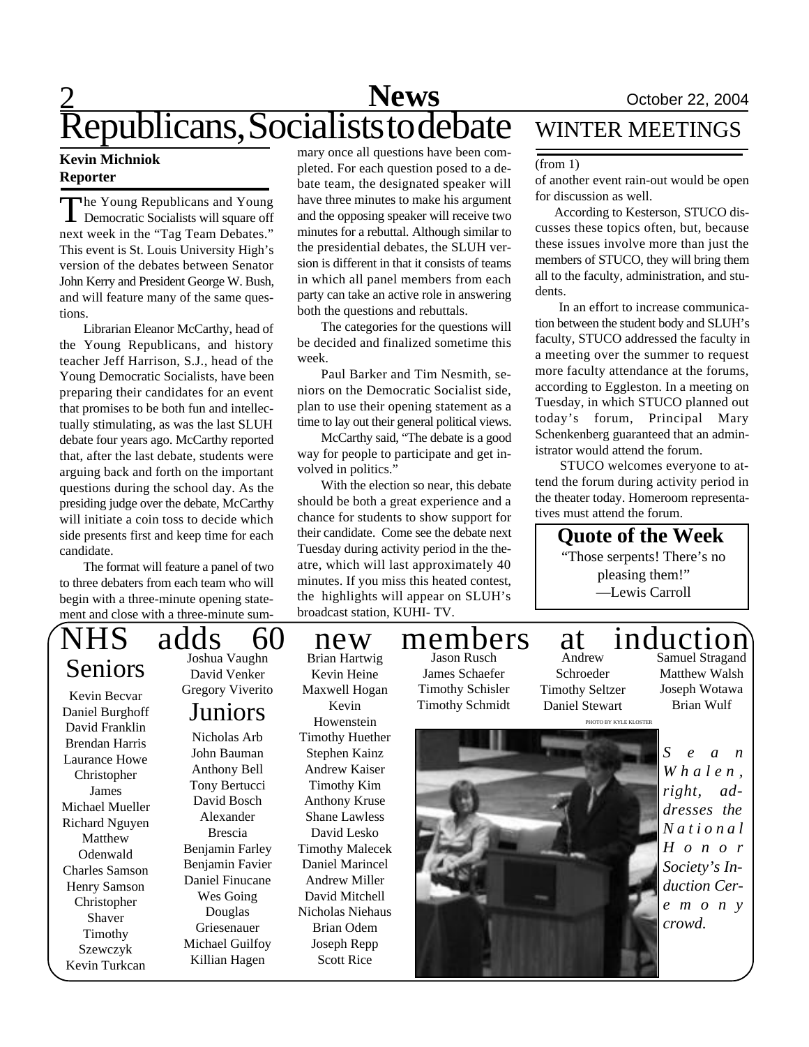# Republicans, Socialists to debate

**Kevin Michniok**
**Reporter**

The Young Republicans and Young Democratic Socialists will square off next week in the "Tag Team Debates." This event is St. Louis University High's version of the debates between Senator John Kerry and President George W. Bush, and will feature many of the same questions.

Librarian Eleanor McCarthy, head of the Young Republicans, and history teacher Jeff Harrison, S.J., head of the Young Democratic Socialists, have been preparing their candidates for an event that promises to be both fun and intellectually stimulating, as was the last SLUH debate four years ago. McCarthy reported that, after the last debate, students were arguing back and forth on the important questions during the school day. As the presiding judge over the debate, McCarthy will initiate a coin toss to decide which side presents first and keep time for each candidate.

The format will feature a panel of two to three debaters from each team who will begin with a three-minute opening statement and close with a three-minute summary once all questions have been completed. For each question posed to a debate team, the designated speaker will have three minutes to make his argument and the opposing speaker will receive two minutes for a rebuttal. Although similar to the presidential debates, the SLUH version is different in that it consists of teams in which all panel members from each party can take an active role in answering both the questions and rebuttals.

The categories for the questions will be decided and finalized sometime this week.

Paul Barker and Tim Nesmith, seniors on the Democratic Socialist side, plan to use their opening statement as a time to lay out their general political views.

McCarthy said, "The debate is a good way for people to participate and get involved in politics."

With the election so near, this debate should be both a great experience and a chance for students to show support for their candidate. Come see the debate next Tuesday during activity period in the theatre, which will last approximately 40 minutes. If you miss this heated contest, the highlights will appear on SLUH's broadcast station, KUHI- TV.

# WINTER MEETINGS

(from 1)

of another event rain-out would be open for discussion as well.

According to Kesterson, STUCO discusses these topics often, but, because these issues involve more than just the members of STUCO, they will bring them all to the faculty, administration, and students.

In an effort to increase communication between the student body and SLUH's faculty, STUCO addressed the faculty in a meeting over the summer to request more faculty attendance at the forums, according to Eggleston. In a meeting on Tuesday, in which STUCO planned out today's forum, Principal Mary Schenkenberg guaranteed that an administrator would attend the forum.

STUCO welcomes everyone to attend the forum during activity period in the theater today. Homeroom representatives must attend the forum.

## Quote of the Week

"Those serpents! There's no pleasing them!"
—Lewis Carroll

# NHS adds 60 new members at induction

## Seniors

Kevin Becvar
Daniel Burghoff
David Franklin
Brendan Harris
Laurance Howe
Christopher James
Michael Mueller
Richard Nguyen
Matthew Odenwald
Charles Samson
Henry Samson
Christopher Shaver
Timothy Szewczyk
Kevin Turkcan
Joshua Vaughn
David Venker
Gregory Viverito

## Juniors

Nicholas Arb
John Bauman
Anthony Bell
Tony Bertucci
David Bosch
Alexander Brescia
Benjamin Farley
Benjamin Favier
Daniel Finucane
Wes Going
Douglas Griesenauer
Michael Guilfoy
Killian Hagen
Brian Hartwig
Kevin Heine
Maxwell Hogan
Kevin Howenstein
Timothy Huether
Stephen Kainz
Andrew Kaiser
Timothy Kim
Anthony Kruse
Shane Lawless
David Lesko
Timothy Malecek
Daniel Marincel
Andrew Miller
David Mitchell
Nicholas Niehaus
Brian Odem
Joseph Repp
Scott Rice
Jason Rusch
James Schaefer
Timothy Schisler
Timothy Schmidt
Andrew Schroeder
Timothy Seltzer
Daniel Stewart
Samuel Stragand
Matthew Walsh
Joseph Wotawa
Brian Wulf

PHOTO BY KYLE KLOSTER

*Sean Whalen, right, addresses the National Honor Society's Induction Ceremony crowd.*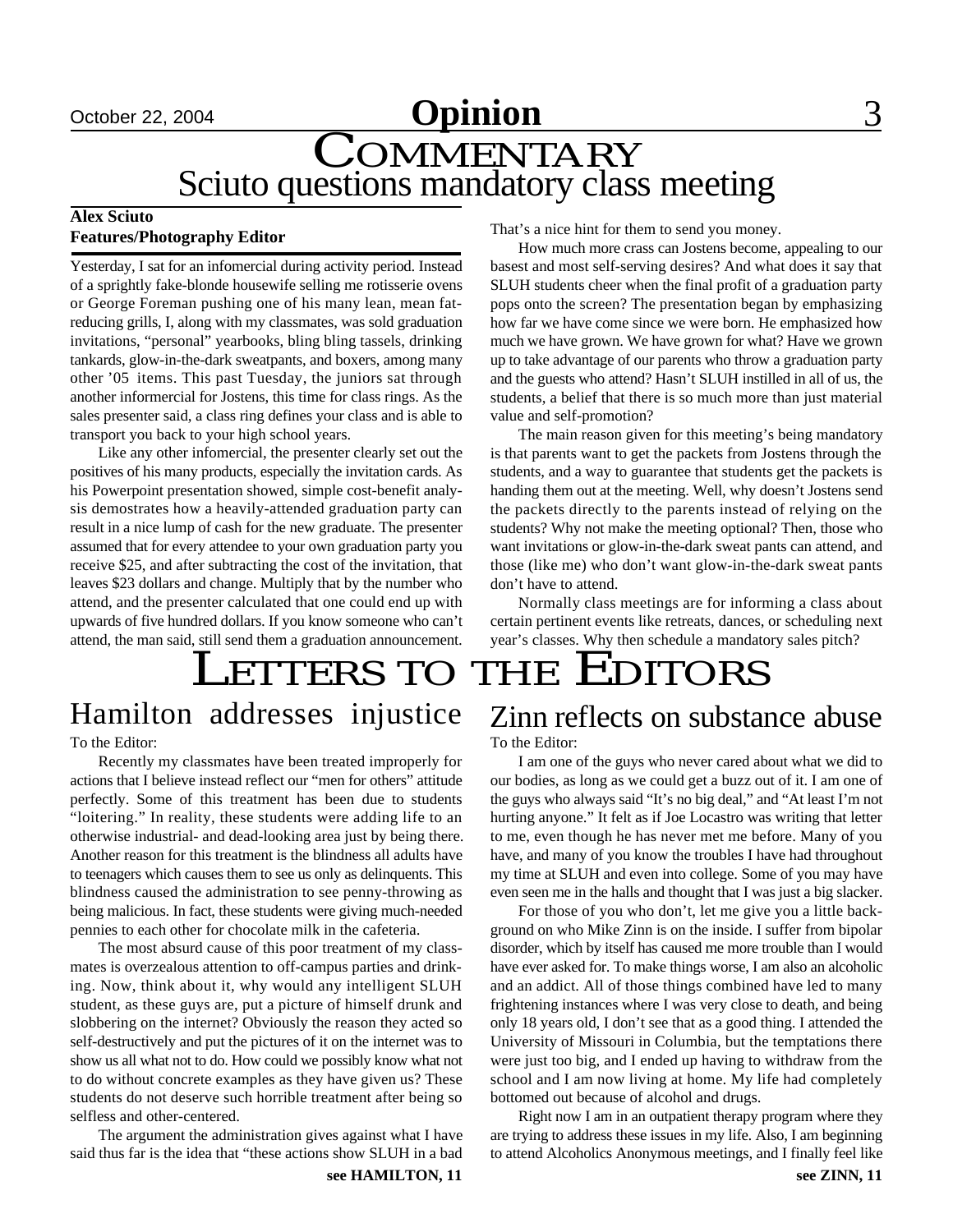# Commentary

## Sciuto questions mandatory class meeting

**Alex Sciuto**
**Features/Photography Editor**

Yesterday, I sat for an infomercial during activity period. Instead of a sprightly fake-blonde housewife selling me rotisserie ovens or George Foreman pushing one of his many lean, mean fat-reducing grills, I, along with my classmates, was sold graduation invitations, "personal" yearbooks, bling bling tassels, drinking tankards, glow-in-the-dark sweatpants, and boxers, among many other '05 items. This past Tuesday, the juniors sat through another informercial for Jostens, this time for class rings. As the sales presenter said, a class ring defines your class and is able to transport you back to your high school years.

Like any other infomercial, the presenter clearly set out the positives of his many products, especially the invitation cards. As his Powerpoint presentation showed, simple cost-benefit analysis demonstrates how a heavily-attended graduation party can result in a nice lump of cash for the new graduate. The presenter assumed that for every attendee to your own graduation party you receive $25, and after subtracting the cost of the invitation, that leaves $23 dollars and change. Multiply that by the number who attend, and the presenter calculated that one could end up with upwards of five hundred dollars. If you know someone who can't attend, the man said, still send them a graduation announcement. That's a nice hint for them to send you money.

How much more crass can Jostens become, appealing to our basest and most self-serving desires? And what does it say that SLUH students cheer when the final profit of a graduation party pops onto the screen? The presentation began by emphasizing how far we have come since we were born. He emphasized how much we have grown. We have grown for what? Have we grown up to take advantage of our parents who throw a graduation party and the guests who attend? Hasn't SLUH instilled in all of us, the students, a belief that there is so much more than just material value and self-promotion?

The main reason given for this meeting's being mandatory is that parents want to get the packets from Jostens through the students, and a way to guarantee that students get the packets is handing them out at the meeting. Well, why doesn't Jostens send the packets directly to the parents instead of relying on the students? Why not make the meeting optional? Then, those who want invitations or glow-in-the-dark sweat pants can attend, and those (like me) who don't want glow-in-the-dark sweat pants don't have to attend.

Normally class meetings are for informing a class about certain pertinent events like retreats, dances, or scheduling next year's classes. Why then schedule a mandatory sales pitch?

# Letters to the Editors

## Hamilton addresses injustice

To the Editor:

Recently my classmates have been treated improperly for actions that I believe instead reflect our "men for others" attitude perfectly. Some of this treatment has been due to students "loitering." In reality, these students were adding life to an otherwise industrial- and dead-looking area just by being there. Another reason for this treatment is the blindness all adults have to teenagers which causes them to see us only as delinquents. This blindness caused the administration to see penny-throwing as being malicious. In fact, these students were giving much-needed pennies to each other for chocolate milk in the cafeteria.

The most absurd cause of this poor treatment of my classmates is overzealous attention to off-campus parties and drinking. Now, think about it, why would any intelligent SLUH student, as these guys are, put a picture of himself drunk and slobbering on the internet? Obviously the reason they acted so self-destructively and put the pictures of it on the internet was to show us all what not to do. How could we possibly know what not to do without concrete examples as they have given us? These students do not deserve such horrible treatment after being so selfless and other-centered.

The argument the administration gives against what I have said thus far is the idea that "these actions show SLUH in a bad

**see HAMILTON, 11**

## Zinn reflects on substance abuse

To the Editor:

I am one of the guys who never cared about what we did to our bodies, as long as we could get a buzz out of it. I am one of the guys who always said "It's no big deal," and "At least I'm not hurting anyone." It felt as if Joe Locastro was writing that letter to me, even though he has never met me before. Many of you have, and many of you know the troubles I have had throughout my time at SLUH and even into college. Some of you may have even seen me in the halls and thought that I was just a big slacker.

For those of you who don't, let me give you a little background on who Mike Zinn is on the inside. I suffer from bipolar disorder, which by itself has caused me more trouble than I would have ever asked for. To make things worse, I am also an alcoholic and an addict. All of those things combined have led to many frightening instances where I was very close to death, and being only 18 years old, I don't see that as a good thing. I attended the University of Missouri in Columbia, but the temptations there were just too big, and I ended up having to withdraw from the school and I am now living at home. My life had completely bottomed out because of alcohol and drugs.

Right now I am in an outpatient therapy program where they are trying to address these issues in my life. Also, I am beginning to attend Alcoholics Anonymous meetings, and I finally feel like

**see ZINN, 11**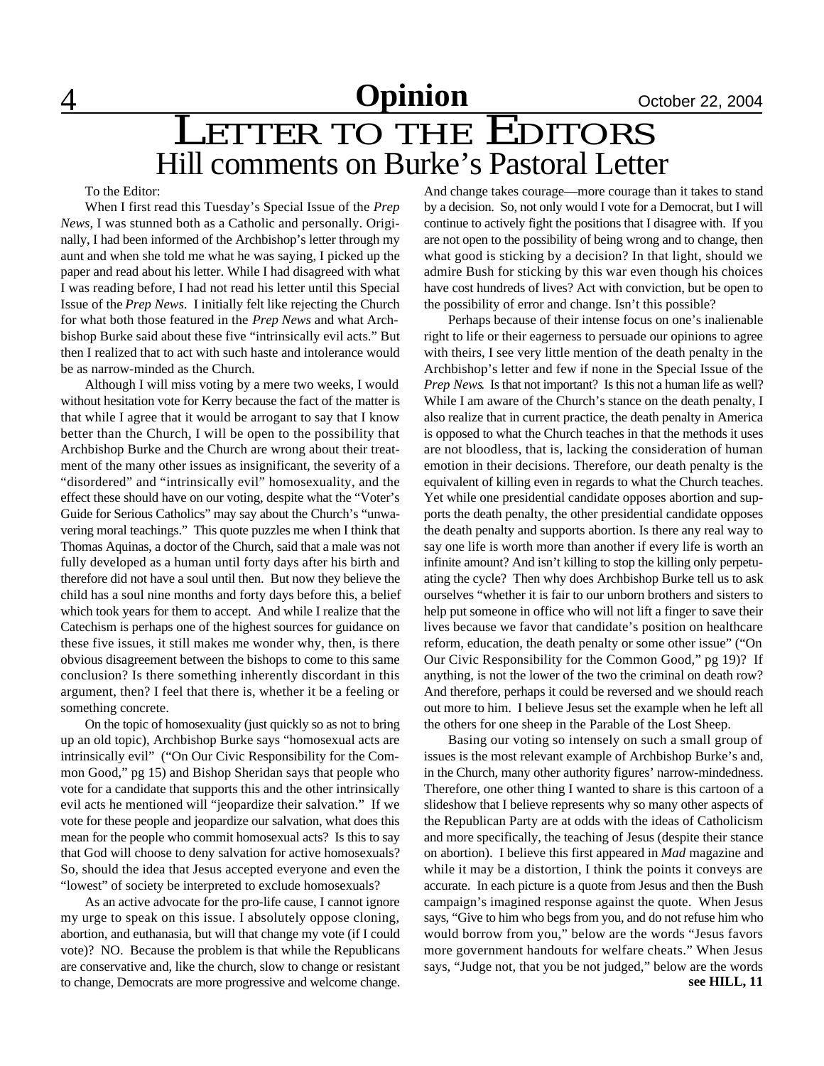# Letter to the Editors

## Hill comments on Burke's Pastoral Letter

To the Editor:

When I first read this Tuesday's Special Issue of the *Prep News*, I was stunned both as a Catholic and personally. Originally, I had been informed of the Archbishop's letter through my aunt and when she told me what he was saying, I picked up the paper and read about his letter. While I had disagreed with what I was reading before, I had not read his letter until this Special Issue of the *Prep News*. I initially felt like rejecting the Church for what both those featured in the *Prep News* and what Archbishop Burke said about these five "intrinsically evil acts." But then I realized that to act with such haste and intolerance would be as narrow-minded as the Church.

Although I will miss voting by a mere two weeks, I would without hesitation vote for Kerry because the fact of the matter is that while I agree that it would be arrogant to say that I know better than the Church, I will be open to the possibility that Archbishop Burke and the Church are wrong about their treatment of the many other issues as insignificant, the severity of a "disordered" and "intrinsically evil" homosexuality, and the effect these should have on our voting, despite what the "Voter's Guide for Serious Catholics" may say about the Church's "unwavering moral teachings." This quote puzzles me when I think that Thomas Aquinas, a doctor of the Church, said that a male was not fully developed as a human until forty days after his birth and therefore did not have a soul until then. But now they believe the child has a soul nine months and forty days before this, a belief which took years for them to accept. And while I realize that the Catechism is perhaps one of the highest sources for guidance on these five issues, it still makes me wonder why, then, is there obvious disagreement between the bishops to come to this same conclusion? Is there something inherently discordant in this argument, then? I feel that there is, whether it be a feeling or something concrete.

On the topic of homosexuality (just quickly so as not to bring up an old topic), Archbishop Burke says "homosexual acts are intrinsically evil" ("On Our Civic Responsibility for the Common Good," pg 15) and Bishop Sheridan says that people who vote for a candidate that supports this and the other intrinsically evil acts he mentioned will "jeopardize their salvation." If we vote for these people and jeopardize our salvation, what does this mean for the people who commit homosexual acts? Is this to say that God will choose to deny salvation for active homosexuals? So, should the idea that Jesus accepted everyone and even the "lowest" of society be interpreted to exclude homosexuals?

As an active advocate for the pro-life cause, I cannot ignore my urge to speak on this issue. I absolutely oppose cloning, abortion, and euthanasia, but will that change my vote (if I could vote)? NO. Because the problem is that while the Republicans are conservative and, like the church, slow to change or resistant to change, Democrats are more progressive and welcome change. And change takes courage—more courage than it takes to stand by a decision. So, not only would I vote for a Democrat, but I will continue to actively fight the positions that I disagree with. If you are not open to the possibility of being wrong and to change, then what good is sticking by a decision? In that light, should we admire Bush for sticking by this war even though his choices have cost hundreds of lives? Act with conviction, but be open to the possibility of error and change. Isn't this possible?

Perhaps because of their intense focus on one's inalienable right to life or their eagerness to persuade our opinions to agree with theirs, I see very little mention of the death penalty in the Archbishop's letter and few if none in the Special Issue of the *Prep News*. Is that not important? Is this not a human life as well? While I am aware of the Church's stance on the death penalty, I also realize that in current practice, the death penalty in America is opposed to what the Church teaches in that the methods it uses are not bloodless, that is, lacking the consideration of human emotion in their decisions. Therefore, our death penalty is the equivalent of killing even in regards to what the Church teaches. Yet while one presidential candidate opposes abortion and supports the death penalty, the other presidential candidate opposes the death penalty and supports abortion. Is there any real way to say one life is worth more than another if every life is worth an infinite amount? And isn't killing to stop the killing only perpetuating the cycle? Then why does Archbishop Burke tell us to ask ourselves "whether it is fair to our unborn brothers and sisters to help put someone in office who will not lift a finger to save their lives because we favor that candidate's position on healthcare reform, education, the death penalty or some other issue" ("On Our Civic Responsibility for the Common Good," pg 19)? If anything, is not the lower of the two the criminal on death row? And therefore, perhaps it could be reversed and we should reach out more to him. I believe Jesus set the example when he left all the others for one sheep in the Parable of the Lost Sheep.

Basing our voting so intensely on such a small group of issues is the most relevant example of Archbishop Burke's and, in the Church, many other authority figures' narrow-mindedness. Therefore, one other thing I wanted to share is this cartoon of a slideshow that I believe represents why so many other aspects of the Republican Party are at odds with the ideas of Catholicism and more specifically, the teaching of Jesus (despite their stance on abortion). I believe this first appeared in *Mad* magazine and while it may be a distortion, I think the points it conveys are accurate. In each picture is a quote from Jesus and then the Bush campaign's imagined response against the quote. When Jesus says, "Give to him who begs from you, and do not refuse him who would borrow from you," below are the words "Jesus favors more government handouts for welfare cheats." When Jesus says, "Judge not, that you be not judged," below are the words

**see HILL, 11**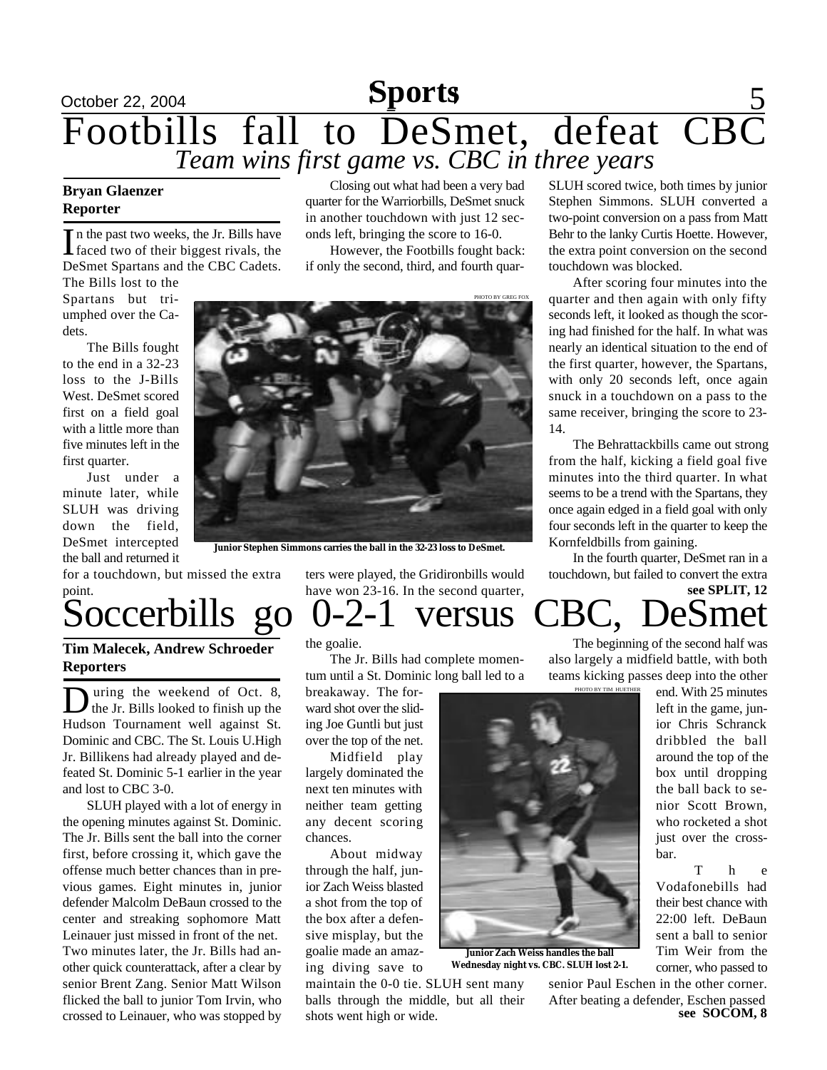# Footbills fall to DeSmet, defeat CBC

*Team wins first game vs. CBC in three years*

**Bryan Glaenzer**
**Reporter**

In the past two weeks, the Jr. Bills have faced two of their biggest rivals, the DeSmet Spartans and the CBC Cadets. The Bills lost to the Spartans but triumphed over the Cadets.

The Bills fought to the end in a 32-23 loss to the J-Bills West. DeSmet scored first on a field goal with a little more than five minutes left in the first quarter.

Just under a minute later, while SLUH was driving down the field, DeSmet intercepted the ball and returned it for a touchdown, but missed the extra point.

Closing out what had been a very bad quarter for the Warriorbills, DeSmet snuck in another touchdown with just 12 seconds left, bringing the score to 16-0.

However, the Footbills fought back: if only the second, third, and fourth quarters were played, the Gridironbills would have won 23-16. In the second quarter, SLUH scored twice, both times by junior Stephen Simmons. SLUH converted a two-point conversion on a pass from Matt Behr to the lanky Curtis Hoette. However, the extra point conversion on the second touchdown was blocked.

PHOTO BY GREG FOX

Junior Stephen Simmons carries the ball in the 32-23 loss to DeSmet.

After scoring four minutes into the quarter and then again with only fifty seconds left, it looked as though the scoring had finished for the half. In what was nearly an identical situation to the end of the first quarter, however, the Spartans, with only 20 seconds left, once again snuck in a touchdown on a pass to the same receiver, bringing the score to 23-14.

The Behrattackbills came out strong from the half, kicking a field goal five minutes into the third quarter. In what seems to be a trend with the Spartans, they once again edged in a field goal with only four seconds left in the quarter to keep the Kornfeldbills from gaining.

In the fourth quarter, DeSmet ran in a touchdown, but failed to convert the extra

**see SPLIT, 12**

# Soccerbills go 0-2-1 versus CBC, DeSmet

**Tim Malecek, Andrew Schroeder**
**Reporters**

During the weekend of Oct. 8, the Jr. Bills looked to finish up the Hudson Tournament well against St. Dominic and CBC. The St. Louis U.High Jr. Billikens had already played and defeated St. Dominic 5-1 earlier in the year and lost to CBC 3-0.

SLUH played with a lot of energy in the opening minutes against St. Dominic. The Jr. Bills sent the ball into the corner first, before crossing it, which gave the offense much better chances than in previous games. Eight minutes in, junior defender Malcolm DeBaun crossed to the center and streaking sophomore Matt Leinauer just missed in front of the net. Two minutes later, the Jr. Bills had another quick counterattack, after a clear by senior Brent Zang. Senior Matt Wilson flicked the ball to junior Tom Irvin, who crossed to Leinauer, who was stopped by the goalie.

The Jr. Bills had complete momentum until a St. Dominic long ball led to a breakaway. The forward shot over the sliding Joe Guntli but just over the top of the net.

Midfield play largely dominated the next ten minutes with neither team getting any decent scoring chances.

About midway through the half, junior Zach Weiss blasted a shot from the top of the box after a defensive misplay, but the goalie made an amazing diving save to maintain the 0-0 tie. SLUH sent many balls through the middle, but all their shots went high or wide.

PHOTO BY TIM HUETHER

Junior Zach Weiss handles the ball Wednesday night vs. CBC. SLUH lost 2-1.

The beginning of the second half was also largely a midfield battle, with both teams kicking passes deep into the other end. With 25 minutes left in the game, junior Chris Schranck dribbled the ball around the top of the box until dropping the ball back to senior Scott Brown, who rocketed a shot just over the crossbar.

The Vodafonebills had their best chance with 22:00 left. DeBaun sent a ball to senior Tim Weir from the corner, who passed to senior Paul Eschen in the other corner. After beating a defender, Eschen passed

**see SOCOM, 8**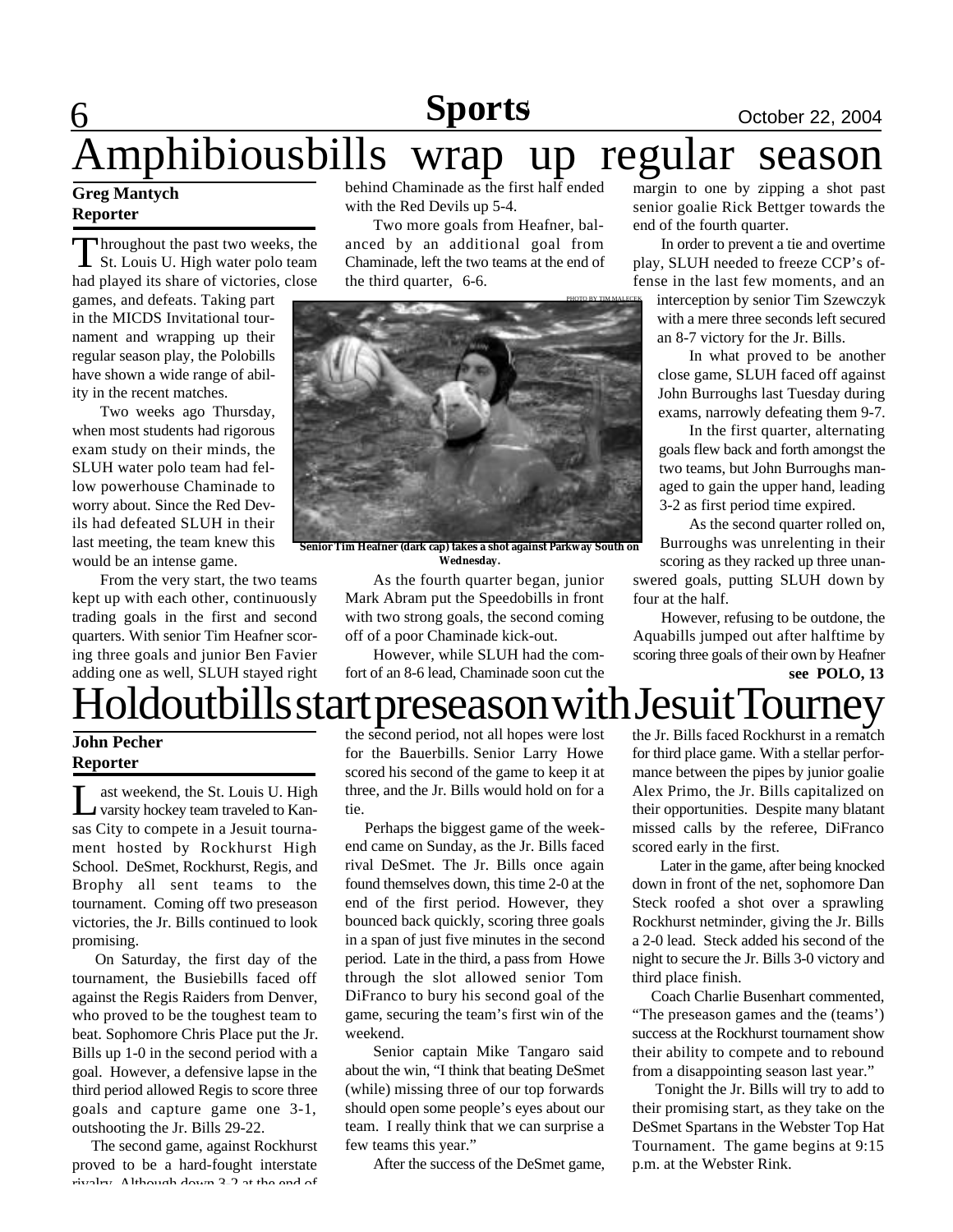# Amphibiousbills wrap up regular season

**Greg Mantych**
**Reporter**

Throughout the past two weeks, the St. Louis U. High water polo team had played its share of victories, close games, and defeats. Taking part in the MICDS Invitational tournament and wrapping up their regular season play, the Polobills have shown a wide range of ability in the recent matches.

Two weeks ago Thursday, when most students had rigorous exam study on their minds, the SLUH water polo team had fellow powerhouse Chaminade to worry about. Since the Red Devils had defeated SLUH in their last meeting, the team knew this would be an intense game.

From the very start, the two teams kept up with each other, continuously trading goals in the first and second quarters. With senior Tim Heafner scoring three goals and junior Ben Favier adding one as well, SLUH stayed right behind Chaminade as the first half ended with the Red Devils up 5-4.

Two more goals from Heafner, balanced by an additional goal from Chaminade, left the two teams at the end of the third quarter, 6-6.

PHOTO BY TIM MALECEK

Senior Tim Heafner (dark cap) takes a shot against Parkway South on Wednesday.

As the fourth quarter began, junior Mark Abram put the Speedobills in front with two strong goals, the second coming off of a poor Chaminade kick-out.

However, while SLUH had the comfort of an 8-6 lead, Chaminade soon cut the margin to one by zipping a shot past senior goalie Rick Bettger towards the end of the fourth quarter.

In order to prevent a tie and overtime play, SLUH needed to freeze CCP's offense in the last few moments, and an interception by senior Tim Szewczyk with a mere three seconds left secured an 8-7 victory for the Jr. Bills.

In what proved to be another close game, SLUH faced off against John Burroughs last Tuesday during exams, narrowly defeating them 9-7.

In the first quarter, alternating goals flew back and forth amongst the two teams, but John Burroughs managed to gain the upper hand, leading 3-2 as first period time expired.

As the second quarter rolled on, Burroughs was unrelenting in their scoring as they racked up three unanswered goals, putting SLUH down by four at the half.

However, refusing to be outdone, the Aquabills jumped out after halftime by scoring three goals of their own by Heafner

**see POLO, 13**

# Holdoutbills start preseason with Jesuit Tourney

**John Pecher**
**Reporter**

Last weekend, the St. Louis U. High varsity hockey team traveled to Kansas City to compete in a Jesuit tournament hosted by Rockhurst High School. DeSmet, Rockhurst, Regis, and Brophy all sent teams to the tournament. Coming off two preseason victories, the Jr. Bills continued to look promising.

On Saturday, the first day of the tournament, the Busiebills faced off against the Regis Raiders from Denver, who proved to be the toughest team to beat. Sophomore Chris Place put the Jr. Bills up 1-0 in the second period with a goal. However, a defensive lapse in the third period allowed Regis to score three goals and capture game one 3-1, outshooting the Jr. Bills 29-22.

The second game, against Rockhurst proved to be a hard-fought interstate rivalry. Although down 3-2 at the end of the second period, not all hopes were lost for the Bauerbills. Senior Larry Howe scored his second of the game to keep it at three, and the Jr. Bills would hold on for a tie.

Perhaps the biggest game of the weekend came on Sunday, as the Jr. Bills faced rival DeSmet. The Jr. Bills once again found themselves down, this time 2-0 at the end of the first period. However, they bounced back quickly, scoring three goals in a span of just five minutes in the second period. Late in the third, a pass from Howe through the slot allowed senior Tom DiFranco to bury his second goal of the game, securing the team's first win of the weekend.

Senior captain Mike Tangaro said about the win, "I think that beating DeSmet (while) missing three of our top forwards should open some people's eyes about our team. I really think that we can surprise a few teams this year."

After the success of the DeSmet game, the Jr. Bills faced Rockhurst in a rematch for third place game. With a stellar performance between the pipes by junior goalie Alex Primo, the Jr. Bills capitalized on their opportunities. Despite many blatant missed calls by the referee, DiFranco scored early in the first.

Later in the game, after being knocked down in front of the net, sophomore Dan Steck roofed a shot over a sprawling Rockhurst netminder, giving the Jr. Bills a 2-0 lead. Steck added his second of the night to secure the Jr. Bills 3-0 victory and third place finish.

Coach Charlie Busenhart commented, "The preseason games and the (teams') success at the Rockhurst tournament show their ability to compete and to rebound from a disappointing season last year."

Tonight the Jr. Bills will try to add to their promising start, as they take on the DeSmet Spartans in the Webster Top Hat Tournament. The game begins at 9:15 p.m. at the Webster Rink.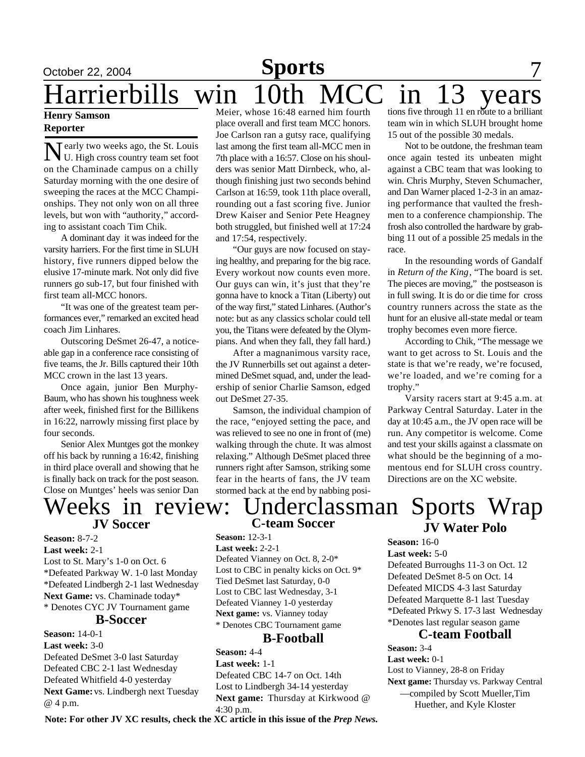# Harrierbills win 10th MCC in 13 years

**Henry Samson**
**Reporter**

Nearly two weeks ago, the St. Louis U. High cross country team set foot on the Chaminade campus on a chilly Saturday morning with the one desire of sweeping the races at the MCC Championships. They not only won on all three levels, but won with "authority," according to assistant coach Tim Chik.

A dominant day it was indeed for the varsity harriers. For the first time in SLUH history, five runners dipped below the elusive 17-minute mark. Not only did five runners go sub-17, but four finished with first team all-MCC honors.

"It was one of the greatest team performances ever," remarked an excited head coach Jim Linhares.

Outscoring DeSmet 26-47, a noticeable gap in a conference race consisting of five teams, the Jr. Bills captured their 10th MCC crown in the last 13 years.

Once again, junior Ben Murphy-Baum, who has shown his toughness week after week, finished first for the Billikens in 16:22, narrowly missing first place by four seconds.

Senior Alex Muntges got the monkey off his back by running a 16:42, finishing in third place overall and showing that he is finally back on track for the post season. Close on Muntges' heels was senior Dan Meier, whose 16:48 earned him fourth place overall and first team MCC honors. Joe Carlson ran a gutsy race, qualifying last among the first team all-MCC men in 7th place with a 16:57. Close on his shoulders was senior Matt Dirnbeck, who, although finishing just two seconds behind Carlson at 16:59, took 11th place overall, rounding out a fast scoring five. Junior Drew Kaiser and Senior Pete Heagney both struggled, but finished well at 17:24 and 17:54, respectively.

"Our guys are now focused on staying healthy, and preparing for the big race. Every workout now counts even more. Our guys can win, it's just that they're gonna have to knock a Titan (Liberty) out of the way first," stated Linhares. (Author's note: but as any classics scholar could tell you, the Titans were defeated by the Olympians. And when they fall, they fall hard.)

After a magnanimous varsity race, the JV Runnerbills set out against a determined DeSmet squad, and, under the leadership of senior Charlie Samson, edged out DeSmet 27-35.

Samson, the individual champion of the race, "enjoyed setting the pace, and was relieved to see no one in front of (me) walking through the chute. It was almost relaxing." Although DeSmet placed three runners right after Samson, striking some fear in the hearts of fans, the JV team stormed back at the end by nabbing positions five through 11 en route to a brilliant team win in which SLUH brought home 15 out of the possible 30 medals.

Not to be outdone, the freshman team once again tested its unbeaten might against a CBC team that was looking to win. Chris Murphy, Steven Schumacher, and Dan Warner placed 1-2-3 in an amazing performance that vaulted the freshmen to a conference championship. The frosh also controlled the hardware by grabbing 11 out of a possible 25 medals in the race.

In the resounding words of Gandalf in *Return of the King*, "The board is set. The pieces are moving," the postseason is in full swing. It is do or die time for cross country runners across the state as the hunt for an elusive all-state medal or team trophy becomes even more fierce.

According to Chik, "The message we want to get across to St. Louis and the state is that we're ready, we're focused, we're loaded, and we're coming for a trophy."

Varsity racers start at 9:45 a.m. at Parkway Central Saturday. Later in the day at 10:45 a.m., the JV open race will be run. Any competitor is welcome. Come and test your skills against a classmate on what should be the beginning of a momentous end for SLUH cross country. Directions are on the XC website.

# Weeks in review: Underclassman Sports Wrap

### JV Soccer

**Season:** 8-7-2
**Last week:** 2-1
Lost to St. Mary's 1-0 on Oct. 6
*Defeated Parkway W. 1-0 last Monday
*Defeated Lindbergh 2-1 last Wednesday
**Next Game:** vs. Chaminade today*
* Denotes CYC JV Tournament game

### B-Soccer

**Season:** 14-0-1
**Last week:** 3-0
Defeated DeSmet 3-0 last Saturday
Defeated CBC 2-1 last Wednesday
Defeated Whitfield 4-0 yesterday
**Next Game:** vs. Lindbergh next Tuesday @ 4 p.m.

### C-team Soccer

**Season:** 12-3-1
**Last week:** 2-2-1
Defeated Vianney on Oct. 8, 2-0*
Lost to CBC in penalty kicks on Oct. 9*
Tied DeSmet last Saturday, 0-0
Lost to CBC last Wednesday, 3-1
Defeated Vianney 1-0 yesterday
**Next game:** vs. Vianney today
* Denotes CBC Tournament game

### B-Football

**Season:** 4-4
**Last week:** 1-1
Defeated CBC 14-7 on Oct. 14th
Lost to Lindbergh 34-14 yesterday
**Next game:** Thursday at Kirkwood @ 4:30 p.m.

### JV Water Polo

**Season:** 16-0
**Last week:** 5-0
Defeated Burroughs 11-3 on Oct. 12
Defeated DeSmet 8-5 on Oct. 14
Defeated MICDS 4-3 last Saturday
Defeated Marquette 8-1 last Tuesday
*Defeated Prkwy S. 17-3 last Wednesday
*Denotes last regular season game

### C-team Football

**Season:** 3-4
**Last week:** 0-1
Lost to Vianney, 28-8 on Friday
**Next game:** Thursday vs. Parkway Central

—compiled by Scott Mueller, Tim Huether, and Kyle Kloster

**Note: For other JV XC results, check the XC article in this issue of the *Prep News.***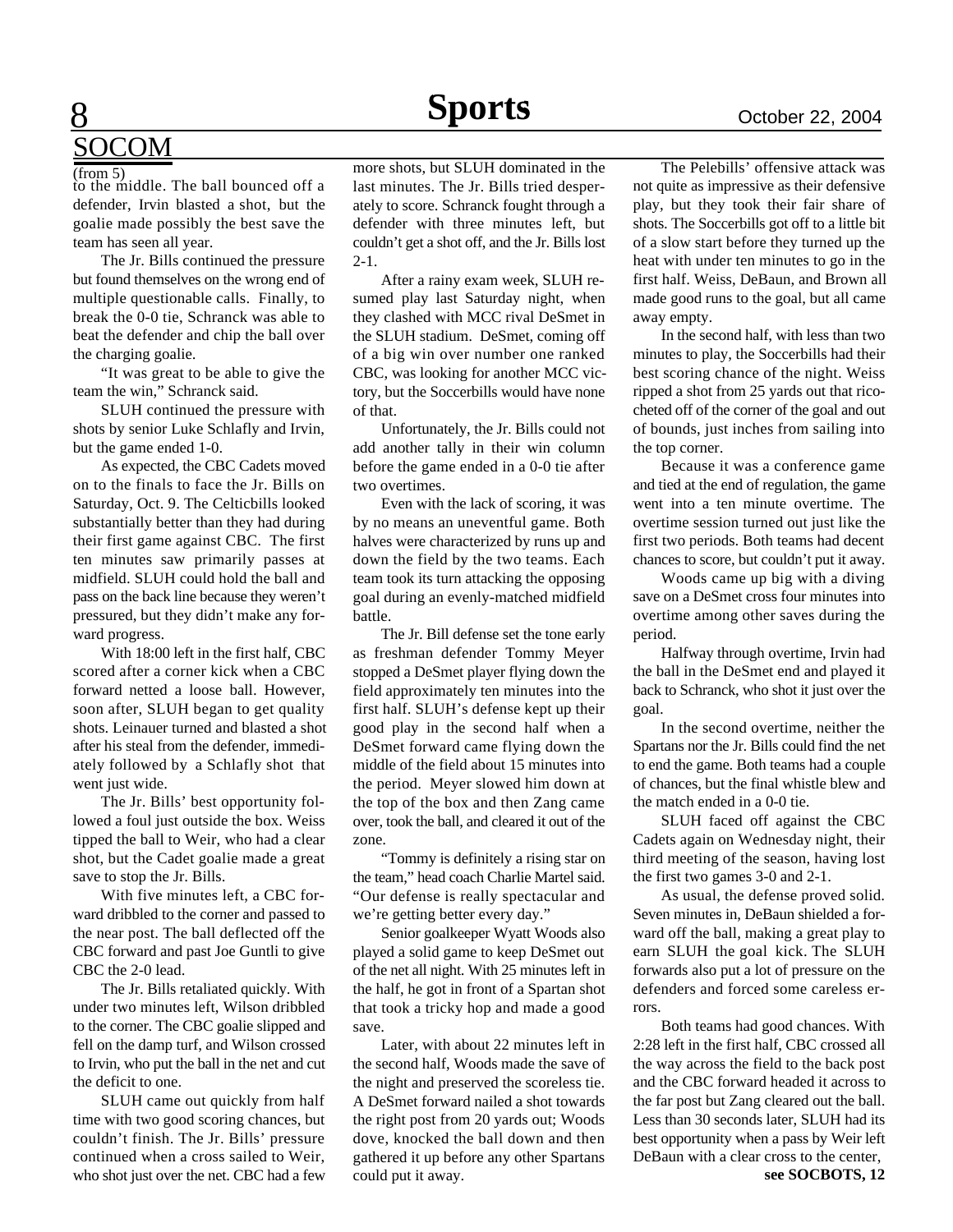## SOCOM

(from 5)

to the middle. The ball bounced off a defender, Irvin blasted a shot, but the goalie made possibly the best save the team has seen all year.

The Jr. Bills continued the pressure but found themselves on the wrong end of multiple questionable calls. Finally, to break the 0-0 tie, Schranck was able to beat the defender and chip the ball over the charging goalie.

"It was great to be able to give the team the win," Schranck said.

SLUH continued the pressure with shots by senior Luke Schlafly and Irvin, but the game ended 1-0.

As expected, the CBC Cadets moved on to the finals to face the Jr. Bills on Saturday, Oct. 9. The Celticbills looked substantially better than they had during their first game against CBC. The first ten minutes saw primarily passes at midfield. SLUH could hold the ball and pass on the back line because they weren't pressured, but they didn't make any forward progress.

With 18:00 left in the first half, CBC scored after a corner kick when a CBC forward netted a loose ball. However, soon after, SLUH began to get quality shots. Leinauer turned and blasted a shot after his steal from the defender, immediately followed by a Schlafly shot that went just wide.

The Jr. Bills' best opportunity followed a foul just outside the box. Weiss tipped the ball to Weir, who had a clear shot, but the Cadet goalie made a great save to stop the Jr. Bills.

With five minutes left, a CBC forward dribbled to the corner and passed to the near post. The ball deflected off the CBC forward and past Joe Guntli to give CBC the 2-0 lead.

The Jr. Bills retaliated quickly. With under two minutes left, Wilson dribbled to the corner. The CBC goalie slipped and fell on the damp turf, and Wilson crossed to Irvin, who put the ball in the net and cut the deficit to one.

SLUH came out quickly from half time with two good scoring chances, but couldn't finish. The Jr. Bills' pressure continued when a cross sailed to Weir, who shot just over the net. CBC had a few more shots, but SLUH dominated in the last minutes. The Jr. Bills tried desperately to score. Schranck fought through a defender with three minutes left, but couldn't get a shot off, and the Jr. Bills lost 2-1.

After a rainy exam week, SLUH resumed play last Saturday night, when they clashed with MCC rival DeSmet in the SLUH stadium. DeSmet, coming off of a big win over number one ranked CBC, was looking for another MCC victory, but the Soccerbills would have none of that.

Unfortunately, the Jr. Bills could not add another tally in their win column before the game ended in a 0-0 tie after two overtimes.

Even with the lack of scoring, it was by no means an uneventful game. Both halves were characterized by runs up and down the field by the two teams. Each team took its turn attacking the opposing goal during an evenly-matched midfield battle.

The Jr. Bill defense set the tone early as freshman defender Tommy Meyer stopped a DeSmet player flying down the field approximately ten minutes into the first half. SLUH's defense kept up their good play in the second half when a DeSmet forward came flying down the middle of the field about 15 minutes into the period. Meyer slowed him down at the top of the box and then Zang came over, took the ball, and cleared it out of the zone.

"Tommy is definitely a rising star on the team," head coach Charlie Martel said. "Our defense is really spectacular and we're getting better every day."

Senior goalkeeper Wyatt Woods also played a solid game to keep DeSmet out of the net all night. With 25 minutes left in the half, he got in front of a Spartan shot that took a tricky hop and made a good save.

Later, with about 22 minutes left in the second half, Woods made the save of the night and preserved the scoreless tie. A DeSmet forward nailed a shot towards the right post from 20 yards out; Woods dove, knocked the ball down and then gathered it up before any other Spartans could put it away.

The Pelebills' offensive attack was not quite as impressive as their defensive play, but they took their fair share of shots. The Soccerbills got off to a little bit of a slow start before they turned up the heat with under ten minutes to go in the first half. Weiss, DeBaun, and Brown all made good runs to the goal, but all came away empty.

In the second half, with less than two minutes to play, the Soccerbills had their best scoring chance of the night. Weiss ripped a shot from 25 yards out that ricocheted off of the corner of the goal and out of bounds, just inches from sailing into the top corner.

Because it was a conference game and tied at the end of regulation, the game went into a ten minute overtime. The overtime session turned out just like the first two periods. Both teams had decent chances to score, but couldn't put it away.

Woods came up big with a diving save on a DeSmet cross four minutes into overtime among other saves during the period.

Halfway through overtime, Irvin had the ball in the DeSmet end and played it back to Schranck, who shot it just over the goal.

In the second overtime, neither the Spartans nor the Jr. Bills could find the net to end the game. Both teams had a couple of chances, but the final whistle blew and the match ended in a 0-0 tie.

SLUH faced off against the CBC Cadets again on Wednesday night, their third meeting of the season, having lost the first two games 3-0 and 2-1.

As usual, the defense proved solid. Seven minutes in, DeBaun shielded a forward off the ball, making a great play to earn SLUH the goal kick. The SLUH forwards also put a lot of pressure on the defenders and forced some careless errors.

Both teams had good chances. With 2:28 left in the first half, CBC crossed all the way across the field to the back post and the CBC forward headed it across to the far post but Zang cleared out the ball. Less than 30 seconds later, SLUH had its best opportunity when a pass by Weir left DeBaun with a clear cross to the center,

**see SOCBOTS, 12**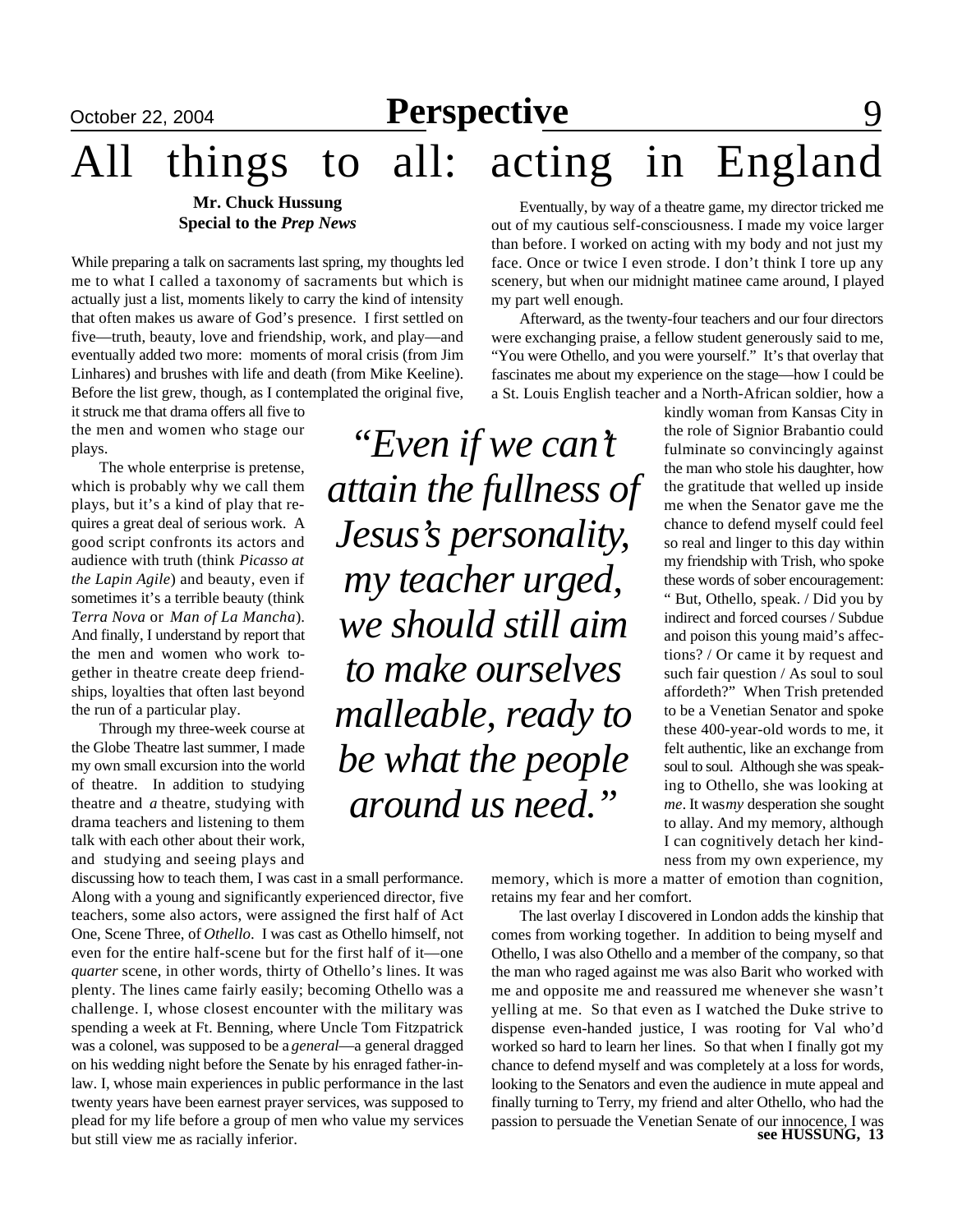# All things to all: acting in England

**Mr. Chuck Hussung**
**Special to the *Prep News***

While preparing a talk on sacraments last spring, my thoughts led me to what I called a taxonomy of sacraments but which is actually just a list, moments likely to carry the kind of intensity that often makes us aware of God's presence. I first settled on five—truth, beauty, love and friendship, work, and play—and eventually added two more: moments of moral crisis (from Jim Linhares) and brushes with life and death (from Mike Keeline). Before the list grew, though, as I contemplated the original five, it struck me that drama offers all five to the men and women who stage our plays.

The whole enterprise is pretense, which is probably why we call them plays, but it's a kind of play that requires a great deal of serious work. A good script confronts its actors and audience with truth (think *Picasso at the Lapin Agile*) and beauty, even if sometimes it's a terrible beauty (think *Terra Nova* or *Man of La Mancha*). And finally, I understand by report that the men and women who work together in theatre create deep friendships, loyalties that often last beyond the run of a particular play.

Through my three-week course at the Globe Theatre last summer, I made my own small excursion into the world of theatre. In addition to studying theatre and *a* theatre, studying with drama teachers and listening to them talk with each other about their work, and studying and seeing plays and discussing how to teach them, I was cast in a small performance. Along with a young and significantly experienced director, five teachers, some also actors, were assigned the first half of Act One, Scene Three, of *Othello*. I was cast as Othello himself, not even for the entire half-scene but for the first half of it—one *quarter* scene, in other words, thirty of Othello's lines. It was plenty. The lines came fairly easily; becoming Othello was a challenge. I, whose closest encounter with the military was spending a week at Ft. Benning, where Uncle Tom Fitzpatrick was a colonel, was supposed to be a *general*—a general dragged on his wedding night before the Senate by his enraged father-in-law. I, whose main experiences in public performance in the last twenty years have been earnest prayer services, was supposed to plead for my life before a group of men who value my services but still view me as racially inferior.

> *"Even if we can't attain the fullness of Jesus's personality, my teacher urged, we should still aim to make ourselves malleable, ready to be what the people around us need."*

Eventually, by way of a theatre game, my director tricked me out of my cautious self-consciousness. I made my voice larger than before. I worked on acting with my body and not just my face. Once or twice I even strode. I don't think I tore up any scenery, but when our midnight matinee came around, I played my part well enough.

Afterward, as the twenty-four teachers and our four directors were exchanging praise, a fellow student generously said to me, "You were Othello, and you were yourself." It's that overlay that fascinates me about my experience on the stage—how I could be a St. Louis English teacher and a North-African soldier, how a kindly woman from Kansas City in the role of Signior Brabantio could fulminate so convincingly against the man who stole his daughter, how the gratitude that welled up inside me when the Senator gave me the chance to defend myself could feel so real and linger to this day within my friendship with Trish, who spoke these words of sober encouragement: " But, Othello, speak. / Did you by indirect and forced courses / Subdue and poison this young maid's affections? / Or came it by request and such fair question / As soul to soul affordeth?" When Trish pretended to be a Venetian Senator and spoke these 400-year-old words to me, it felt authentic, like an exchange from soul to soul. Although she was speaking to Othello, she was looking at *me*. It was *my* desperation she sought to allay. And my memory, although I can cognitively detach her kindness from my own experience, my memory, which is more a matter of emotion than cognition, retains my fear and her comfort.

The last overlay I discovered in London adds the kinship that comes from working together. In addition to being myself and Othello, I was also Othello and a member of the company, so that the man who raged against me was also Barit who worked with me and opposite me and reassured me whenever she wasn't yelling at me. So that even as I watched the Duke strive to dispense even-handed justice, I was rooting for Val who'd worked so hard to learn her lines. So that when I finally got my chance to defend myself and was completely at a loss for words, looking to the Senators and even the audience in mute appeal and finally turning to Terry, my friend and alter Othello, who had the passion to persuade the Venetian Senate of our innocence, I was

**see HUSSUNG, 13**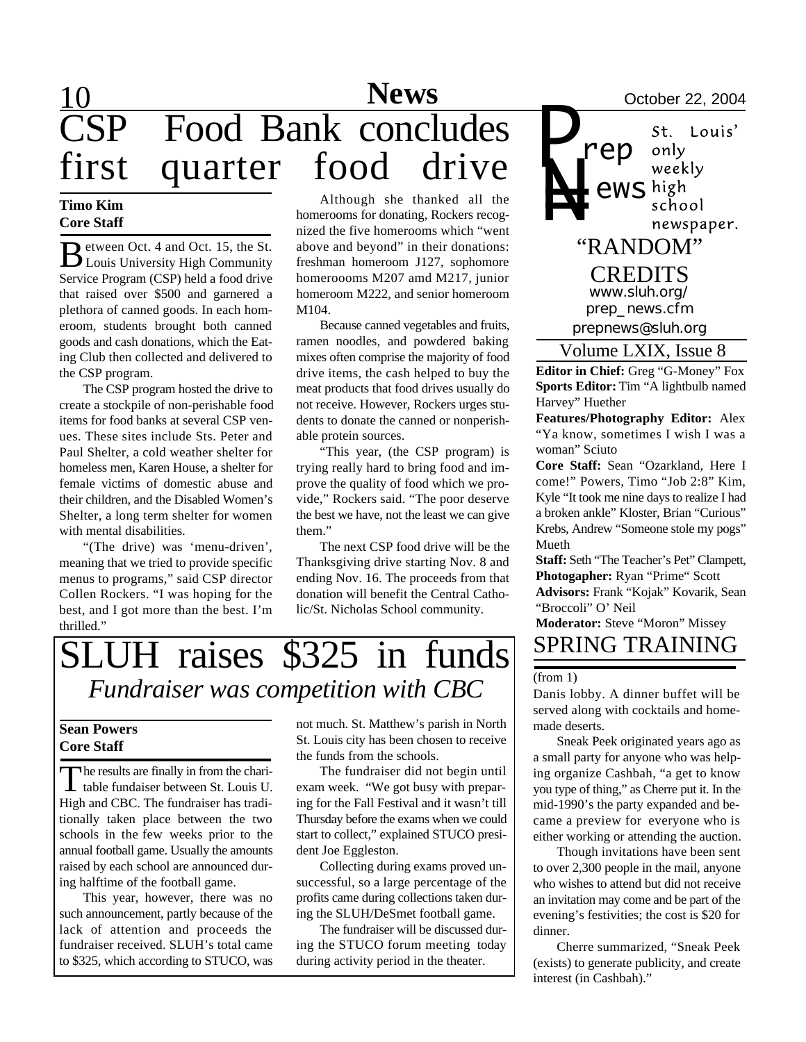# CSP Food Bank concludes first quarter food drive

**Timo Kim**
**Core Staff**

Between Oct. 4 and Oct. 15, the St. Louis University High Community Service Program (CSP) held a food drive that raised over $500 and garnered a plethora of canned goods. In each homeroom, students brought both canned goods and cash donations, which the Eating Club then collected and delivered to the CSP program.

The CSP program hosted the drive to create a stockpile of non-perishable food items for food banks at several CSP venues. These sites include Sts. Peter and Paul Shelter, a cold weather shelter for homeless men, Karen House, a shelter for female victims of domestic abuse and their children, and the Disabled Women's Shelter, a long term shelter for women with mental disabilities.

"(The drive) was 'menu-driven', meaning that we tried to provide specific menus to programs," said CSP director Collen Rockers. "I was hoping for the best, and I got more than the best. I'm thrilled."

Although she thanked all the homerooms for donating, Rockers recognized the five homerooms which "went above and beyond" in their donations: freshman homeroom J127, sophomore homerooms M207 amd M217, junior homeroom M222, and senior homeroom M104.

Because canned vegetables and fruits, ramen noodles, and powdered baking mixes often comprise the majority of food drive items, the cash helped to buy the meat products that food drives usually do not receive. However, Rockers urges students to donate the canned or nonperishable protein sources.

"This year, (the CSP program) is trying really hard to bring food and improve the quality of food which we provide," Rockers said. "The poor deserve the best we have, not the least we can give them."

The next CSP food drive will be the Thanksgiving drive starting Nov. 8 and ending Nov. 16. The proceeds from that donation will benefit the Central Catholic/St. Nicholas School community.

# SLUH raises $325 in funds

## *Fundraiser was competition with CBC*

**Sean Powers**
**Core Staff**

The results are finally in from the charitable fundaiser between St. Louis U. High and CBC. The fundraiser has traditionally taken place between the two schools in the few weeks prior to the annual football game. Usually the amounts raised by each school are announced during halftime of the football game.

This year, however, there was no such announcement, partly because of the lack of attention and proceeds the fundraiser received. SLUH's total came to $325, which according to STUCO, was not much. St. Matthew's parish in North St. Louis city has been chosen to receive the funds from the schools.

The fundraiser did not begin until exam week. "We got busy with preparing for the Fall Festival and it wasn't till Thursday before the exams when we could start to collect," explained STUCO president Joe Eggleston.

Collecting during exams proved unsuccessful, so a large percentage of the profits came during collections taken during the SLUH/DeSmet football game.

The fundraiser will be discussed during the STUCO forum meeting today during activity period in the theater.

---

**Prep News** — St. Louis' only weekly high school newspaper.

## "RANDOM" CREDITS

www.sluh.org/prep_news.cfm
prepnews@sluh.org

Volume LXIX, Issue 8

**Editor in Chief:** Greg "G-Money" Fox
**Sports Editor:** Tim "A lightbulb named Harvey" Huether
**Features/Photography Editor:** Alex "Ya know, sometimes I wish I was a woman" Sciuto
**Core Staff:** Sean "Ozarkland, Here I come!" Powers, Timo "Job 2:8" Kim, Kyle "It took me nine days to realize I had a broken ankle" Kloster, Brian "Curious" Krebs, Andrew "Someone stole my pogs" Mueth
**Staff:** Seth "The Teacher's Pet" Clampett,
**Photogapher:** Ryan "Prime" Scott
**Advisors:** Frank "Kojak" Kovarik, Sean "Broccoli" O' Neil
**Moderator:** Steve "Moron" Missey

# SPRING TRAINING

(from 1)

Danis lobby. A dinner buffet will be served along with cocktails and homemade deserts.

Sneak Peek originated years ago as a small party for anyone who was helping organize Cashbah, "a get to know you type of thing," as Cherre put it. In the mid-1990's the party expanded and became a preview for everyone who is either working or attending the auction.

Though invitations have been sent to over 2,300 people in the mail, anyone who wishes to attend but did not receive an invitation may come and be part of the evening's festivities; the cost is $20 for dinner.

Cherre summarized, "Sneak Peek (exists) to generate publicity, and create interest (in Cashbah)."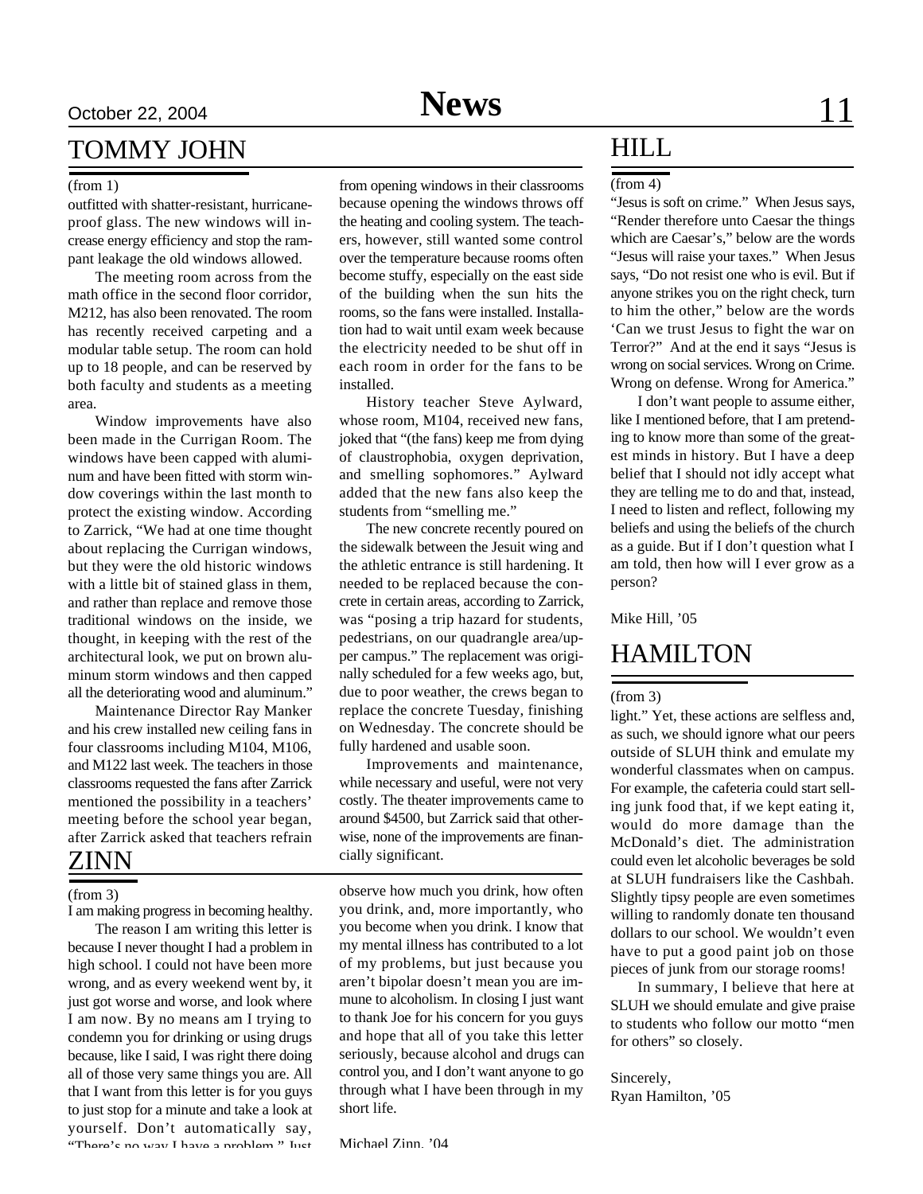## TOMMY JOHN

(from 1)

outfitted with shatter-resistant, hurricane-proof glass. The new windows will increase energy efficiency and stop the rampant leakage the old windows allowed.

The meeting room across from the math office in the second floor corridor, M212, has also been renovated. The room has recently received carpeting and a modular table setup. The room can hold up to 18 people, and can be reserved by both faculty and students as a meeting area.

Window improvements have also been made in the Currigan Room. The windows have been capped with aluminum and have been fitted with storm window coverings within the last month to protect the existing window. According to Zarrick, "We had at one time thought about replacing the Currigan windows, but they were the old historic windows with a little bit of stained glass in them, and rather than replace and remove those traditional windows on the inside, we thought, in keeping with the rest of the architectural look, we put on brown aluminum storm windows and then capped all the deteriorating wood and aluminum."

Maintenance Director Ray Manker and his crew installed new ceiling fans in four classrooms including M104, M106, and M122 last week. The teachers in those classrooms requested the fans after Zarrick mentioned the possibility in a teachers' meeting before the school year began, after Zarrick asked that teachers refrain from opening windows in their classrooms because opening the windows throws off the heating and cooling system. The teachers, however, still wanted some control over the temperature because rooms often become stuffy, especially on the east side of the building when the sun hits the rooms, so the fans were installed. Installation had to wait until exam week because the electricity needed to be shut off in each room in order for the fans to be installed.

History teacher Steve Aylward, whose room, M104, received new fans, joked that "(the fans) keep me from dying of claustrophobia, oxygen deprivation, and smelling sophomores." Aylward added that the new fans also keep the students from "smelling me."

The new concrete recently poured on the sidewalk between the Jesuit wing and the athletic entrance is still hardening. It needed to be replaced because the concrete in certain areas, according to Zarrick, was "posing a trip hazard for students, pedestrians, on our quadrangle area/upper campus." The replacement was originally scheduled for a few weeks ago, but, due to poor weather, the crews began to replace the concrete Tuesday, finishing on Wednesday. The concrete should be fully hardened and usable soon.

Improvements and maintenance, while necessary and useful, were not very costly. The theater improvements came to around $4500, but Zarrick said that otherwise, none of the improvements are financially significant.

## ZINN

(from 3)

I am making progress in becoming healthy.

The reason I am writing this letter is because I never thought I had a problem in high school. I could not have been more wrong, and as every weekend went by, it just got worse and worse, and look where I am now. By no means am I trying to condemn you for drinking or using drugs because, like I said, I was right there doing all of those very same things you are. All that I want from this letter is for you guys to just stop for a minute and take a look at yourself. Don't automatically say, "There's no way I have a problem." Just observe how much you drink, how often you drink, and, more importantly, who you become when you drink. I know that my mental illness has contributed to a lot of my problems, but just because you aren't bipolar doesn't mean you are immune to alcoholism. In closing I just want to thank Joe for his concern for you guys and hope that all of you take this letter seriously, because alcohol and drugs can control you, and I don't want anyone to go through what I have been through in my short life.

Michael Zinn, '04

## HILL

(from 4)

"Jesus is soft on crime." When Jesus says, "Render therefore unto Caesar the things which are Caesar's," below are the words "Jesus will raise your taxes." When Jesus says, "Do not resist one who is evil. But if anyone strikes you on the right check, turn to him the other," below are the words 'Can we trust Jesus to fight the war on Terror?" And at the end it says "Jesus is wrong on social services. Wrong on Crime. Wrong on defense. Wrong for America."

I don't want people to assume either, like I mentioned before, that I am pretending to know more than some of the greatest minds in history. But I have a deep belief that I should not idly accept what they are telling me to do and that, instead, I need to listen and reflect, following my beliefs and using the beliefs of the church as a guide. But if I don't question what I am told, then how will I ever grow as a person?

Mike Hill, '05

## HAMILTON

(from 3)

light." Yet, these actions are selfless and, as such, we should ignore what our peers outside of SLUH think and emulate my wonderful classmates when on campus. For example, the cafeteria could start selling junk food that, if we kept eating it, would do more damage than the McDonald's diet. The administration could even let alcoholic beverages be sold at SLUH fundraisers like the Cashbah. Slightly tipsy people are even sometimes willing to randomly donate ten thousand dollars to our school. We wouldn't even have to put a good paint job on those pieces of junk from our storage rooms!

In summary, I believe that here at SLUH we should emulate and give praise to students who follow our motto "men for others" so closely.

Sincerely,
Ryan Hamilton, '05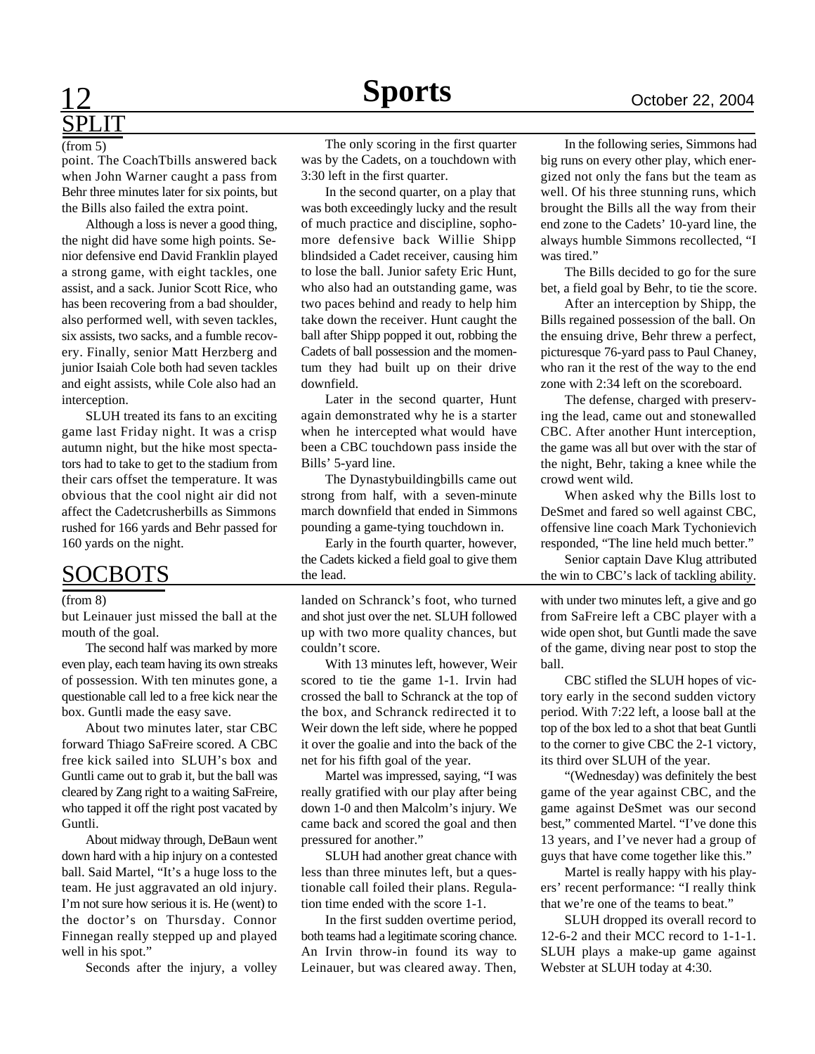## SPLIT

(from 5)

point. The CoachTbills answered back when John Warner caught a pass from Behr three minutes later for six points, but the Bills also failed the extra point.

Although a loss is never a good thing, the night did have some high points. Senior defensive end David Franklin played a strong game, with eight tackles, one assist, and a sack. Junior Scott Rice, who has been recovering from a bad shoulder, also performed well, with seven tackles, six assists, two sacks, and a fumble recovery. Finally, senior Matt Herzberg and junior Isaiah Cole both had seven tackles and eight assists, while Cole also had an interception.

SLUH treated its fans to an exciting game last Friday night. It was a crisp autumn night, but the hike most spectators had to take to get to the stadium from their cars offset the temperature. It was obvious that the cool night air did not affect the Cadetcrusherbills as Simmons rushed for 166 yards and Behr passed for 160 yards on the night.

The only scoring in the first quarter was by the Cadets, on a touchdown with 3:30 left in the first quarter.

In the second quarter, on a play that was both exceedingly lucky and the result of much practice and discipline, sophomore defensive back Willie Shipp blindsided a Cadet receiver, causing him to lose the ball. Junior safety Eric Hunt, who also had an outstanding game, was two paces behind and ready to help him take down the receiver. Hunt caught the ball after Shipp popped it out, robbing the Cadets of ball possession and the momentum they had built up on their drive downfield.

Later in the second quarter, Hunt again demonstrated why he is a starter when he intercepted what would have been a CBC touchdown pass inside the Bills' 5-yard line.

The Dynastybuildingbills came out strong from half, with a seven-minute march downfield that ended in Simmons pounding a game-tying touchdown in.

Early in the fourth quarter, however, the Cadets kicked a field goal to give them the lead.

In the following series, Simmons had big runs on every other play, which energized not only the fans but the team as well. Of his three stunning runs, which brought the Bills all the way from their end zone to the Cadets' 10-yard line, the always humble Simmons recollected, "I was tired."

The Bills decided to go for the sure bet, a field goal by Behr, to tie the score.

After an interception by Shipp, the Bills regained possession of the ball. On the ensuing drive, Behr threw a perfect, picturesque 76-yard pass to Paul Chaney, who ran it the rest of the way to the end zone with 2:34 left on the scoreboard.

The defense, charged with preserving the lead, came out and stonewalled CBC. After another Hunt interception, the game was all but over with the star of the night, Behr, taking a knee while the crowd went wild.

When asked why the Bills lost to DeSmet and fared so well against CBC, offensive line coach Mark Tychonievich responded, "The line held much better."

Senior captain Dave Klug attributed the win to CBC's lack of tackling ability.

## SOCBOTS

(from 8)

but Leinauer just missed the ball at the mouth of the goal.

The second half was marked by more even play, each team having its own streaks of possession. With ten minutes gone, a questionable call led to a free kick near the box. Guntli made the easy save.

About two minutes later, star CBC forward Thiago SaFreire scored. A CBC free kick sailed into SLUH's box and Guntli came out to grab it, but the ball was cleared by Zang right to a waiting SaFreire, who tapped it off the right post vacated by Guntli.

About midway through, DeBaun went down hard with a hip injury on a contested ball. Said Martel, "It's a huge loss to the team. He just aggravated an old injury. I'm not sure how serious it is. He (went) to the doctor's on Thursday. Connor Finnegan really stepped up and played well in his spot."

Seconds after the injury, a volley landed on Schranck's foot, who turned and shot just over the net. SLUH followed up with two more quality chances, but couldn't score.

With 13 minutes left, however, Weir scored to tie the game 1-1. Irvin had crossed the ball to Schranck at the top of the box, and Schranck redirected it to Weir down the left side, where he popped it over the goalie and into the back of the net for his fifth goal of the year.

Martel was impressed, saying, "I was really gratified with our play after being down 1-0 and then Malcolm's injury. We came back and scored the goal and then pressured for another."

SLUH had another great chance with less than three minutes left, but a questionable call foiled their plans. Regulation time ended with the score 1-1.

In the first sudden overtime period, both teams had a legitimate scoring chance. An Irvin throw-in found its way to Leinauer, but was cleared away. Then, with under two minutes left, a give and go from SaFreire left a CBC player with a wide open shot, but Guntli made the save of the game, diving near post to stop the ball.

CBC stifled the SLUH hopes of victory early in the second sudden victory period. With 7:22 left, a loose ball at the top of the box led to a shot that beat Guntli to the corner to give CBC the 2-1 victory, its third over SLUH of the year.

"(Wednesday) was definitely the best game of the year against CBC, and the game against DeSmet was our second best," commented Martel. "I've done this 13 years, and I've never had a group of guys that have come together like this."

Martel is really happy with his players' recent performance: "I really think that we're one of the teams to beat."

SLUH dropped its overall record to 12-6-2 and their MCC record to 1-1-1. SLUH plays a make-up game against Webster at SLUH today at 4:30.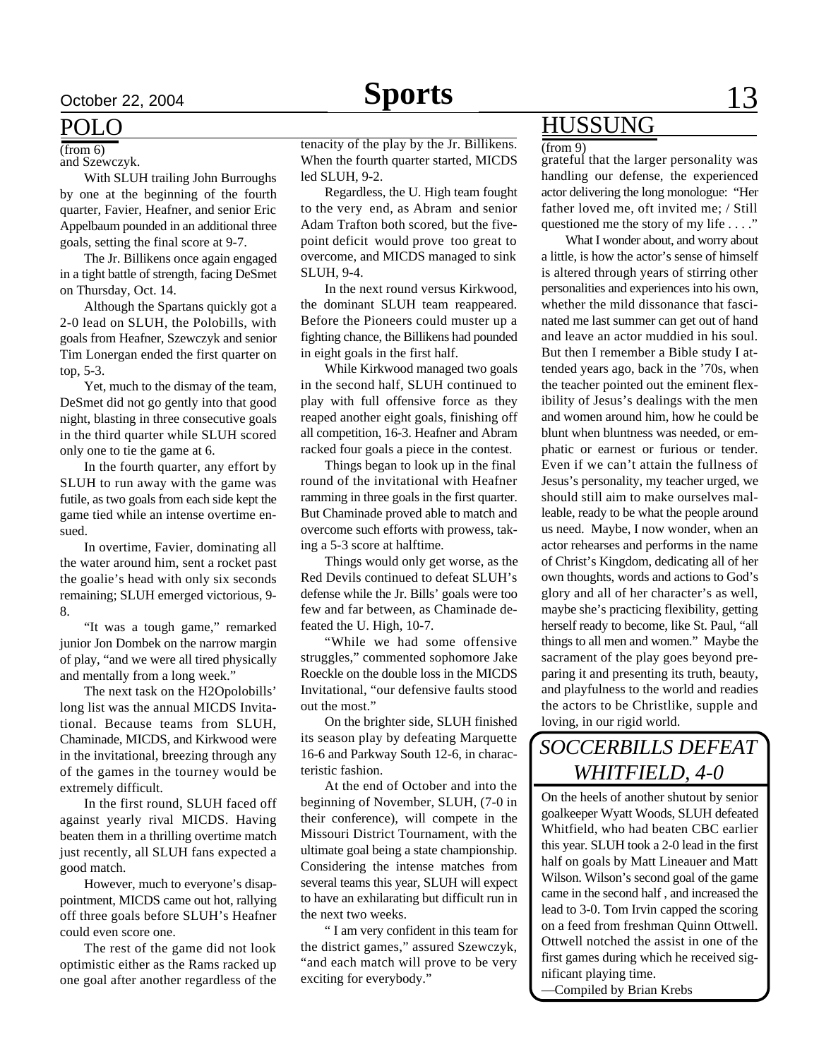## POLO

(from 6)

and Szewczyk.

With SLUH trailing John Burroughs by one at the beginning of the fourth quarter, Favier, Heafner, and senior Eric Appelbaum pounded in an additional three goals, setting the final score at 9-7.

The Jr. Billikens once again engaged in a tight battle of strength, facing DeSmet on Thursday, Oct. 14.

Although the Spartans quickly got a 2-0 lead on SLUH, the Polobills, with goals from Heafner, Szewczyk and senior Tim Lonergan ended the first quarter on top, 5-3.

Yet, much to the dismay of the team, DeSmet did not go gently into that good night, blasting in three consecutive goals in the third quarter while SLUH scored only one to tie the game at 6.

In the fourth quarter, any effort by SLUH to run away with the game was futile, as two goals from each side kept the game tied while an intense overtime ensued.

In overtime, Favier, dominating all the water around him, sent a rocket past the goalie's head with only six seconds remaining; SLUH emerged victorious, 9-8.

"It was a tough game," remarked junior Jon Dombek on the narrow margin of play, "and we were all tired physically and mentally from a long week."

The next task on the H2Opolobills' long list was the annual MICDS Invitational. Because teams from SLUH, Chaminade, MICDS, and Kirkwood were in the invitational, breezing through any of the games in the tourney would be extremely difficult.

In the first round, SLUH faced off against yearly rival MICDS. Having beaten them in a thrilling overtime match just recently, all SLUH fans expected a good match.

However, much to everyone's disappointment, MICDS came out hot, rallying off three goals before SLUH's Heafner could even score one.

The rest of the game did not look optimistic either as the Rams racked up one goal after another regardless of the tenacity of the play by the Jr. Billikens. When the fourth quarter started, MICDS led SLUH, 9-2.

Regardless, the U. High team fought to the very end, as Abram and senior Adam Trafton both scored, but the five-point deficit would prove too great to overcome, and MICDS managed to sink SLUH, 9-4.

In the next round versus Kirkwood, the dominant SLUH team reappeared. Before the Pioneers could muster up a fighting chance, the Billikens had pounded in eight goals in the first half.

While Kirkwood managed two goals in the second half, SLUH continued to play with full offensive force as they reaped another eight goals, finishing off all competition, 16-3. Heafner and Abram racked four goals a piece in the contest.

Things began to look up in the final round of the invitational with Heafner ramming in three goals in the first quarter. But Chaminade proved able to match and overcome such efforts with prowess, taking a 5-3 score at halftime.

Things would only get worse, as the Red Devils continued to defeat SLUH's defense while the Jr. Bills' goals were too few and far between, as Chaminade defeated the U. High, 10-7.

"While we had some offensive struggles," commented sophomore Jake Roeckle on the double loss in the MICDS Invitational, "our defensive faults stood out the most."

On the brighter side, SLUH finished its season play by defeating Marquette 16-6 and Parkway South 12-6, in characteristic fashion.

At the end of October and into the beginning of November, SLUH, (7-0 in their conference), will compete in the Missouri District Tournament, with the ultimate goal being a state championship. Considering the intense matches from several teams this year, SLUH will expect to have an exhilarating but difficult run in the next two weeks.

" I am very confident in this team for the district games," assured Szewczyk, "and each match will prove to be very exciting for everybody."

## HUSSUNG

(from 9)

grateful that the larger personality was handling our defense, the experienced actor delivering the long monologue: "Her father loved me, oft invited me; / Still questioned me the story of my life . . . ."

What I wonder about, and worry about a little, is how the actor's sense of himself is altered through years of stirring other personalities and experiences into his own, whether the mild dissonance that fascinated me last summer can get out of hand and leave an actor muddied in his soul. But then I remember a Bible study I attended years ago, back in the '70s, when the teacher pointed out the eminent flexibility of Jesus's dealings with the men and women around him, how he could be blunt when bluntness was needed, or emphatic or earnest or furious or tender. Even if we can't attain the fullness of Jesus's personality, my teacher urged, we should still aim to make ourselves malleable, ready to be what the people around us need. Maybe, I now wonder, when an actor rehearses and performs in the name of Christ's Kingdom, dedicating all of her own thoughts, words and actions to God's glory and all of her character's as well, maybe she's practicing flexibility, getting herself ready to become, like St. Paul, "all things to all men and women." Maybe the sacrament of the play goes beyond preparing it and presenting its truth, beauty, and playfulness to the world and readies the actors to be Christlike, supple and loving, in our rigid world.

## *SOCCERBILLS DEFEAT WHITFIELD, 4-0*

On the heels of another shutout by senior goalkeeper Wyatt Woods, SLUH defeated Whitfield, who had beaten CBC earlier this year. SLUH took a 2-0 lead in the first half on goals by Matt Lineauer and Matt Wilson. Wilson's second goal of the game came in the second half , and increased the lead to 3-0. Tom Irvin capped the scoring on a feed from freshman Quinn Ottwell. Ottwell notched the assist in one of the first games during which he received significant playing time.

—Compiled by Brian Krebs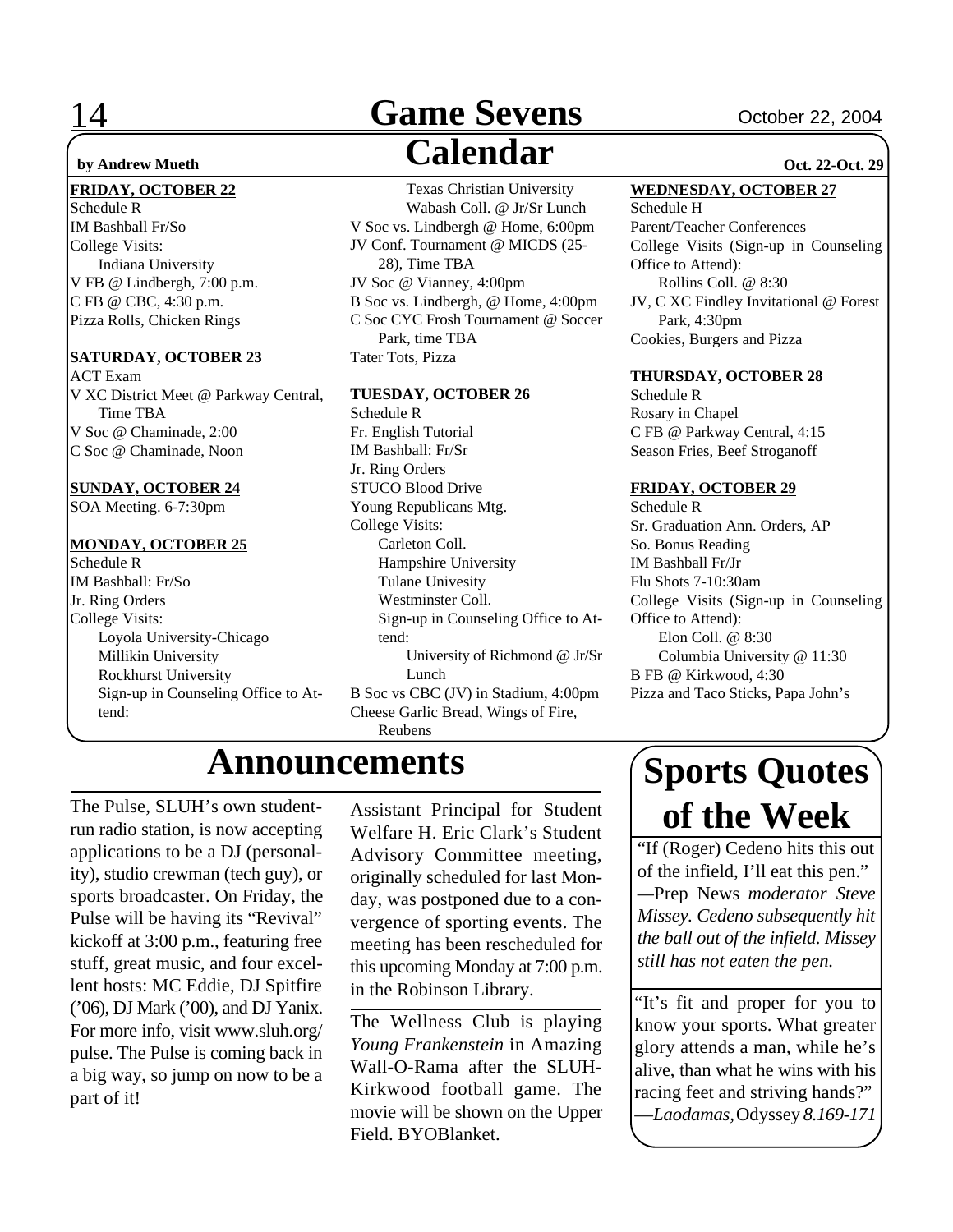# Game Sevens

## Calendar

by Andrew Mueth

Oct. 22-Oct. 29

**FRIDAY, OCTOBER 22**

Schedule R
IM Bashball Fr/So
College Visits:
- Indiana University

V FB @ Lindbergh, 7:00 p.m.
C FB @ CBC, 4:30 p.m.
Pizza Rolls, Chicken Rings

**SATURDAY, OCTOBER 23**

ACT Exam
V XC District Meet @ Parkway Central, Time TBA
V Soc @ Chaminade, 2:00
C Soc @ Chaminade, Noon

**SUNDAY, OCTOBER 24**

SOA Meeting. 6-7:30pm

**MONDAY, OCTOBER 25**

Schedule R
IM Bashball: Fr/So
Jr. Ring Orders
College Visits:
- Loyola University-Chicago
- Millikin University
- Rockhurst University
- Sign-up in Counseling Office to Attend:
  - Texas Christian University
  - Wabash Coll. @ Jr/Sr Lunch

V Soc vs. Lindbergh @ Home, 6:00pm
JV Conf. Tournament @ MICDS (25-28), Time TBA
JV Soc @ Vianney, 4:00pm
B Soc vs. Lindbergh, @ Home, 4:00pm
C Soc CYC Frosh Tournament @ Soccer Park, time TBA
Tater Tots, Pizza

**TUESDAY, OCTOBER 26**

Schedule R
Fr. English Tutorial
IM Bashball: Fr/Sr
Jr. Ring Orders
STUCO Blood Drive
Young Republicans Mtg.
College Visits:
- Carleton Coll.
- Hampshire University
- Tulane Univesity
- Westminster Coll.
- Sign-up in Counseling Office to Attend:
  - University of Richmond @ Jr/Sr Lunch

B Soc vs CBC (JV) in Stadium, 4:00pm
Cheese Garlic Bread, Wings of Fire, Reubens

**WEDNESDAY, OCTOBER 27**

Schedule H
Parent/Teacher Conferences
College Visits (Sign-up in Counseling Office to Attend):
- Rollins Coll. @ 8:30

JV, C XC Findley Invitational @ Forest Park, 4:30pm
Cookies, Burgers and Pizza

**THURSDAY, OCTOBER 28**

Schedule R
Rosary in Chapel
C FB @ Parkway Central, 4:15
Season Fries, Beef Stroganoff

**FRIDAY, OCTOBER 29**

Schedule R
Sr. Graduation Ann. Orders, AP
So. Bonus Reading
IM Bashball Fr/Jr
Flu Shots 7-10:30am
College Visits (Sign-up in Counseling Office to Attend):
- Elon Coll. @ 8:30
- Columbia University @ 11:30

B FB @ Kirkwood, 4:30
Pizza and Taco Sticks, Papa John's

## Announcements

The Pulse, SLUH's own student-run radio station, is now accepting applications to be a DJ (personality), studio crewman (tech guy), or sports broadcaster. On Friday, the Pulse will be having its "Revival" kickoff at 3:00 p.m., featuring free stuff, great music, and four excellent hosts: MC Eddie, DJ Spitfire ('06), DJ Mark ('00), and DJ Yanix. For more info, visit www.sluh.org/pulse. The Pulse is coming back in a big way, so jump on now to be a part of it!

Assistant Principal for Student Welfare H. Eric Clark's Student Advisory Committee meeting, originally scheduled for last Monday, was postponed due to a convergence of sporting events. The meeting has been rescheduled for this upcoming Monday at 7:00 p.m. in the Robinson Library.

The Wellness Club is playing *Young Frankenstein* in Amazing Wall-O-Rama after the SLUH-Kirkwood football game. The movie will be shown on the Upper Field. BYOBlanket.

## Sports Quotes of the Week

"If (Roger) Cedeno hits this out of the infield, I'll eat this pen."
—Prep News *moderator Steve Missey. Cedeno subsequently hit the ball out of the infield. Missey still has not eaten the pen.*

"It's fit and proper for you to know your sports. What greater glory attends a man, while he's alive, than what he wins with his racing feet and striving hands?"
—*Laodamas,* Odyssey *8.169-171*